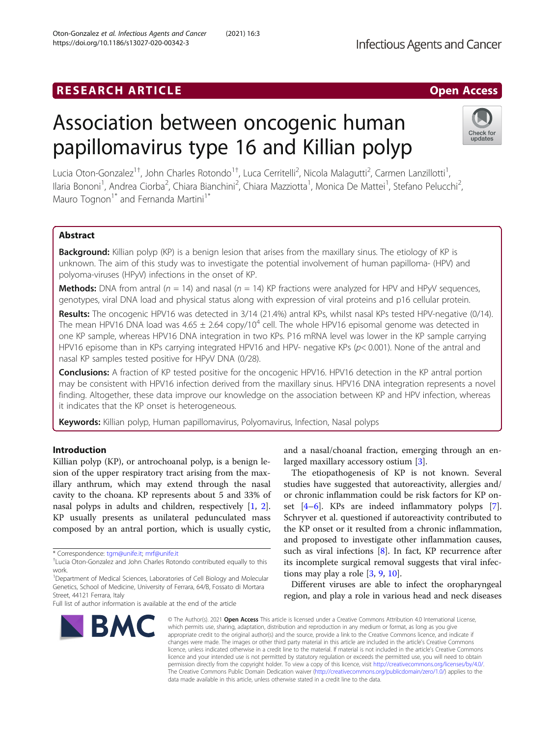RESEARCH ARTICLE

Open Access

# Association between oncogenic human papillomavirus type 16 and Killian polyp

Lucia Oton-Gonzalez[1†], John Charles Rotondo[1†], Luca Cerritelli[2], Nicola Malagutti[2], Carmen Lanzillotti[1], Ilaria Bononi[1], Andrea Ciorba[2], Chiara Bianchini[2], Chiara Mazziotta[1], Monica De Mattei[1], Stefano Pelucchi[2], Mauro Tognon[1*] and Fernanda Martini[1*]

## Abstract

**Background:** Killian polyp (KP) is a benign lesion that arises from the maxillary sinus. The etiology of KP is unknown. The aim of this study was to investigate the potential involvement of human papilloma- (HPV) and polyoma-viruses (HPyV) infections in the onset of KP.

**Methods:** DNA from antral ($n$ = 14) and nasal ($n$ = 14) KP fractions were analyzed for HPV and HPyV sequences, genotypes, viral DNA load and physical status along with expression of viral proteins and p16 cellular protein.

**Results:** The oncogenic HPV16 was detected in 3/14 (21.4%) antral KPs, whilst nasal KPs tested HPV-negative (0/14). The mean HPV16 DNA load was 4.65 ± 2.64 copy/$10^4$ cell. The whole HPV16 episomal genome was detected in one KP sample, whereas HPV16 DNA integration in two KPs. P16 mRNA level was lower in the KP sample carrying HPV16 episome than in KPs carrying integrated HPV16 and HPV- negative KPs ($p$< 0.001). None of the antral and nasal KP samples tested positive for HPyV DNA (0/28).

**Conclusions:** A fraction of KP tested positive for the oncogenic HPV16. HPV16 detection in the KP antral portion may be consistent with HPV16 infection derived from the maxillary sinus. HPV16 DNA integration represents a novel finding. Altogether, these data improve our knowledge on the association between KP and HPV infection, whereas it indicates that the KP onset is heterogeneous.

**Keywords:** Killian polyp, Human papillomavirus, Polyomavirus, Infection, Nasal polyps

## Introduction

Killian polyp (KP), or antrochoanal polyp, is a benign lesion of the upper respiratory tract arising from the maxillary anthrum, which may extend through the nasal cavity to the choana. KP represents about 5 and 33% of nasal polyps in adults and children, respectively [1, 2]. KP usually presents as unilateral peduncolated mass composed by an antral portion, which is usually cystic, and a nasal/choanal fraction, emerging through an enlarged maxillary accessory ostium [3].

The etiopathogenesis of KP is not known. Several studies have suggested that autoreactivity, allergies and/or chronic inflammation could be risk factors for KP onset [4–6]. KPs are indeed inflammatory polyps [7]. Schryver et al. questioned if autoreactivity contributed to the KP onset or it resulted from a chronic inflammation, and proposed to investigate other inflammation causes, such as viral infections [8]. In fact, KP recurrence after its incomplete surgical removal suggests that viral infections may play a role [3, 9, 10].

Different viruses are able to infect the oropharyngeal region, and play a role in various head and neck diseases

---

\* Correspondence: tgm@unife.it; mrf@unife.it

†Lucia Oton-Gonzalez and John Charles Rotondo contributed equally to this work.

[1]Department of Medical Sciences, Laboratories of Cell Biology and Molecular Genetics, School of Medicine, University of Ferrara, 64/B, Fossato di Mortara Street, 44121 Ferrara, Italy

Full list of author information is available at the end of the article

© The Author(s). 2021 **Open Access** This article is licensed under a Creative Commons Attribution 4.0 International License, which permits use, sharing, adaptation, distribution and reproduction in any medium or format, as long as you give appropriate credit to the original author(s) and the source, provide a link to the Creative Commons licence, and indicate if changes were made. The images or other third party material in this article are included in the article's Creative Commons licence, unless indicated otherwise in a credit line to the material. If material is not included in the article's Creative Commons licence and your intended use is not permitted by statutory regulation or exceeds the permitted use, you will need to obtain permission directly from the copyright holder. To view a copy of this licence, visit http://creativecommons.org/licenses/by/4.0/. The Creative Commons Public Domain Dedication waiver (http://creativecommons.org/publicdomain/zero/1.0/) applies to the data made available in this article, unless otherwise stated in a credit line to the data.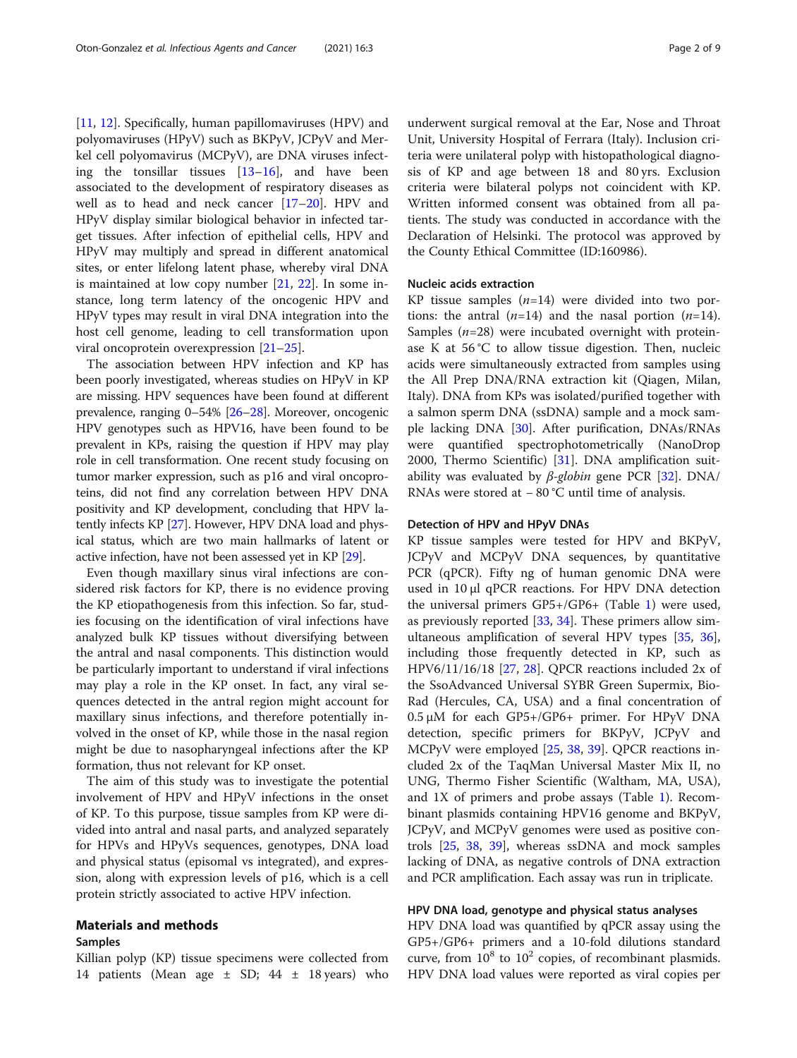[11, 12]. Specifically, human papillomaviruses (HPV) and polyomaviruses (HPyV) such as BKPyV, JCPyV and Merkel cell polyomavirus (MCPyV), are DNA viruses infecting the tonsillar tissues [13–16], and have been associated to the development of respiratory diseases as well as to head and neck cancer [17–20]. HPV and HPyV display similar biological behavior in infected target tissues. After infection of epithelial cells, HPV and HPyV may multiply and spread in different anatomical sites, or enter lifelong latent phase, whereby viral DNA is maintained at low copy number [21, 22]. In some instance, long term latency of the oncogenic HPV and HPyV types may result in viral DNA integration into the host cell genome, leading to cell transformation upon viral oncoprotein overexpression [21–25].

The association between HPV infection and KP has been poorly investigated, whereas studies on HPyV in KP are missing. HPV sequences have been found at different prevalence, ranging 0–54% [26–28]. Moreover, oncogenic HPV genotypes such as HPV16, have been found to be prevalent in KPs, raising the question if HPV may play role in cell transformation. One recent study focusing on tumor marker expression, such as p16 and viral oncoproteins, did not find any correlation between HPV DNA positivity and KP development, concluding that HPV latently infects KP [27]. However, HPV DNA load and physical status, which are two main hallmarks of latent or active infection, have not been assessed yet in KP [29].

Even though maxillary sinus viral infections are considered risk factors for KP, there is no evidence proving the KP etiopathogenesis from this infection. So far, studies focusing on the identification of viral infections have analyzed bulk KP tissues without diversifying between the antral and nasal components. This distinction would be particularly important to understand if viral infections may play a role in the KP onset. In fact, any viral sequences detected in the antral region might account for maxillary sinus infections, and therefore potentially involved in the onset of KP, while those in the nasal region might be due to nasopharyngeal infections after the KP formation, thus not relevant for KP onset.

The aim of this study was to investigate the potential involvement of HPV and HPyV infections in the onset of KP. To this purpose, tissue samples from KP were divided into antral and nasal parts, and analyzed separately for HPVs and HPyVs sequences, genotypes, DNA load and physical status (episomal vs integrated), and expression, along with expression levels of p16, which is a cell protein strictly associated to active HPV infection.

## Materials and methods

### Samples

Killian polyp (KP) tissue specimens were collected from 14 patients (Mean age ± SD; 44 ± 18 years) who underwent surgical removal at the Ear, Nose and Throat Unit, University Hospital of Ferrara (Italy). Inclusion criteria were unilateral polyp with histopathological diagnosis of KP and age between 18 and 80 yrs. Exclusion criteria were bilateral polyps not coincident with KP. Written informed consent was obtained from all patients. The study was conducted in accordance with the Declaration of Helsinki. The protocol was approved by the County Ethical Committee (ID:160986).

### Nucleic acids extraction

KP tissue samples (*n*=14) were divided into two portions: the antral (*n*=14) and the nasal portion (*n*=14). Samples (*n*=28) were incubated overnight with proteinase K at 56 °C to allow tissue digestion. Then, nucleic acids were simultaneously extracted from samples using the All Prep DNA/RNA extraction kit (Qiagen, Milan, Italy). DNA from KPs was isolated/purified together with a salmon sperm DNA (ssDNA) sample and a mock sample lacking DNA [30]. After purification, DNAs/RNAs were quantified spectrophotometrically (NanoDrop 2000, Thermo Scientific) [31]. DNA amplification suitability was evaluated by *β-globin* gene PCR [32]. DNA/RNAs were stored at − 80 °C until time of analysis.

### Detection of HPV and HPyV DNAs

KP tissue samples were tested for HPV and BKPyV, JCPyV and MCPyV DNA sequences, by quantitative PCR (qPCR). Fifty ng of human genomic DNA were used in 10 μl qPCR reactions. For HPV DNA detection the universal primers GP5+/GP6+ (Table 1) were used, as previously reported [33, 34]. These primers allow simultaneous amplification of several HPV types [35, 36], including those frequently detected in KP, such as HPV6/11/16/18 [27, 28]. QPCR reactions included 2x of the SsoAdvanced Universal SYBR Green Supermix, Bio-Rad (Hercules, CA, USA) and a final concentration of 0.5 μM for each GP5+/GP6+ primer. For HPyV DNA detection, specific primers for BKPyV, JCPyV and MCPyV were employed [25, 38, 39]. QPCR reactions included 2x of the TaqMan Universal Master Mix II, no UNG, Thermo Fisher Scientific (Waltham, MA, USA), and 1X of primers and probe assays (Table 1). Recombinant plasmids containing HPV16 genome and BKPyV, JCPyV, and MCPyV genomes were used as positive controls [25, 38, 39], whereas ssDNA and mock samples lacking of DNA, as negative controls of DNA extraction and PCR amplification. Each assay was run in triplicate.

### HPV DNA load, genotype and physical status analyses

HPV DNA load was quantified by qPCR assay using the GP5+/GP6+ primers and a 10-fold dilutions standard curve, from $10^8$ to $10^2$ copies, of recombinant plasmids. HPV DNA load values were reported as viral copies per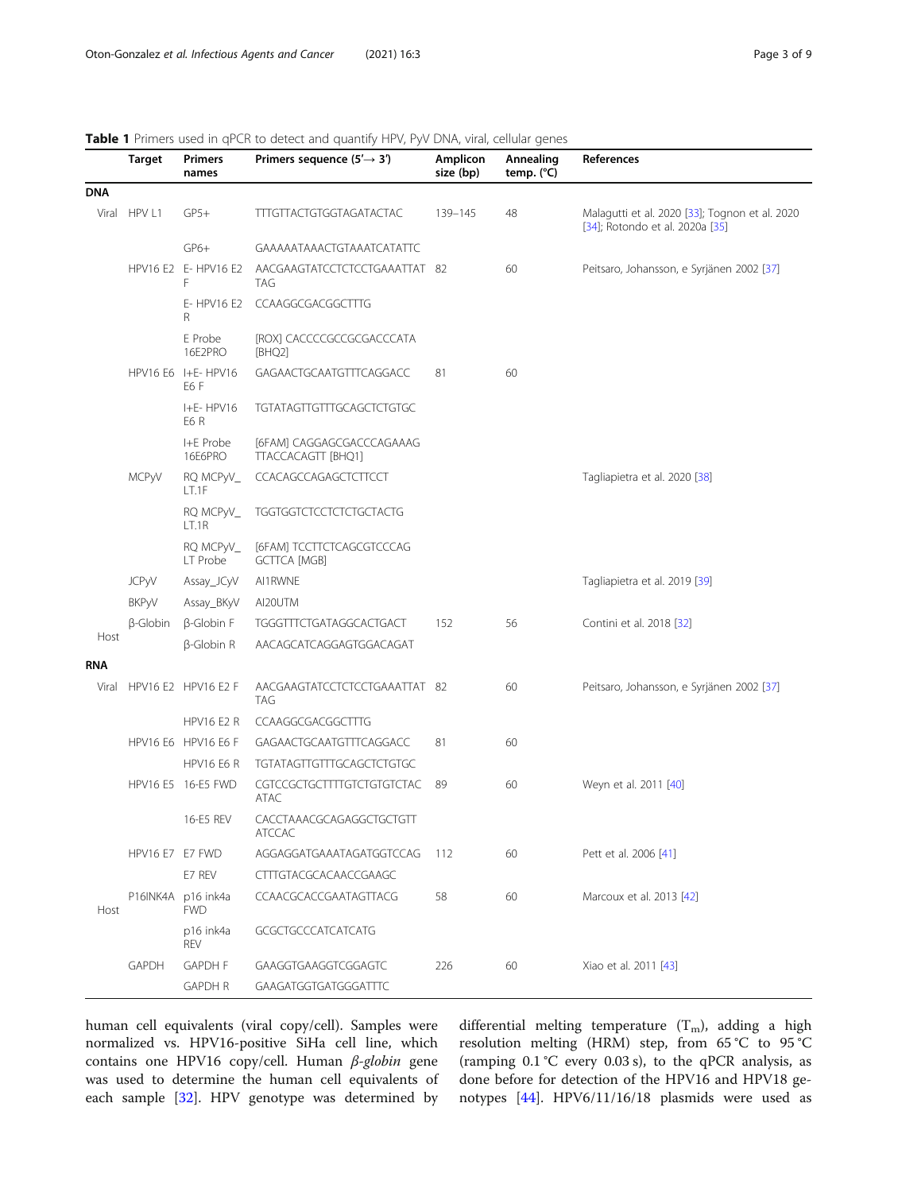**Table 1** Primers used in qPCR to detect and quantify HPV, PyV DNA, viral, cellular genes

| | | Target | Primers names | Primers sequence (5′→ 3′) | Amplicon size (bp) | Annealing temp. (°C) | References |
|---|---|---|---|---|---|---|---|
| **DNA** | | | | | | | |
| | Viral | HPV L1 | GP5+ | TTTGTTACTGTGGTAGATACTAC | 139–145 | 48 | Malagutti et al. 2020 [33]; Tognon et al. 2020 [34]; Rotondo et al. 2020a [35] |
| | | | GP6+ | GAAAAATAAACTGTAAATCATATTC | | | |
| | | HPV16 E2 | E- HPV16 E2 F | AACGAAGTATCCTCTCCTGAAATTAT TAG | 82 | 60 | Peitsaro, Johansson, e Syrjänen 2002 [37] |
| | | | E- HPV16 E2 R | CCAAGGCGACGGCTTTG | | | |
| | | | E Probe 16E2PRO | [ROX] CACCCCGCCGCGACCCATA [BHQ2] | | | |
| | | HPV16 E6 | I+E- HPV16 E6 F | GAGAACTGCAATGTTTCAGGACC | 81 | 60 | |
| | | | I+E- HPV16 E6 R | TGTATAGTTGTTTGCAGCTCTGTGC | | | |
| | | | I+E Probe 16E6PRO | [6FAM] CAGGAGCGACCCAGAAAG TTACCACAGTT [BHQ1] | | | |
| | | MCPyV | RQ MCPyV_ LT.1F | CCACAGCCAGAGCTCTTCCT | | | Tagliapietra et al. 2020 [38] |
| | | | RQ MCPyV_ LT.1R | TGGTGGTCTCCTCTCTGCTACTG | | | |
| | | | RQ MCPyV_ LT Probe | [6FAM] TCCTTCTCAGCGTCCCAG GCTTCA [MGB] | | | |
| | | JCPyV | Assay_JCyV | AI1RWNE | | | Tagliapietra et al. 2019 [39] |
| | | BKPyV | Assay_BKyV | AI20UTM | | | |
| | Host | β-Globin | β-Globin F | TGGGTTTCTGATAGGCACTGACT | 152 | 56 | Contini et al. 2018 [32] |
| | | | β-Globin R | AACAGCATCAGGAGTGGACAGAT | | | |
| **RNA** | | | | | | | |
| | Viral | HPV16 E2 | HPV16 E2 F | AACGAAGTATCCTCTCCTGAAATTAT TAG | 82 | 60 | Peitsaro, Johansson, e Syrjänen 2002 [37] |
| | | | HPV16 E2 R | CCAAGGCGACGGCTTTG | | | |
| | | HPV16 E6 | HPV16 E6 F | GAGAACTGCAATGTTTCAGGACC | 81 | 60 | |
| | | | HPV16 E6 R | TGTATAGTTGTTTGCAGCTCTGTGC | | | |
| | | HPV16 E5 | 16-E5 FWD | CGTCCGCTGCTTTTGTCTGTGTCTAC ATAC | 89 | 60 | Weyn et al. 2011 [40] |
| | | | 16-E5 REV | CACCTAAACGCAGAGGCTGCTGTT ATCCAC | | | |
| | | HPV16 E7 | E7 FWD | AGGAGGATGAAATAGATGGTCCAG | 112 | 60 | Pett et al. 2006 [41] |
| | | | E7 REV | CTTTGTACGCACAACCGAAGC | | | |
| | Host | P16INK4A | p16 ink4a FWD | CCAACGCACCGAATAGTTACG | 58 | 60 | Marcoux et al. 2013 [42] |
| | | | p16 ink4a REV | GCGCTGCCCATCATCATG | | | |
| | | GAPDH | GAPDH F | GAAGGTGAAGGTCGGAGTC | 226 | 60 | Xiao et al. 2011 [43] |
| | | | GAPDH R | GAAGATGGTGATGGGATTTC | | | |

human cell equivalents (viral copy/cell). Samples were normalized vs. HPV16-positive SiHa cell line, which contains one HPV16 copy/cell. Human *β-globin* gene was used to determine the human cell equivalents of each sample [32]. HPV genotype was determined by differential melting temperature ($T_m$), adding a high resolution melting (HRM) step, from 65 °C to 95 °C (ramping 0.1 °C every 0.03 s), to the qPCR analysis, as done before for detection of the HPV16 and HPV18 genotypes [44]. HPV6/11/16/18 plasmids were used as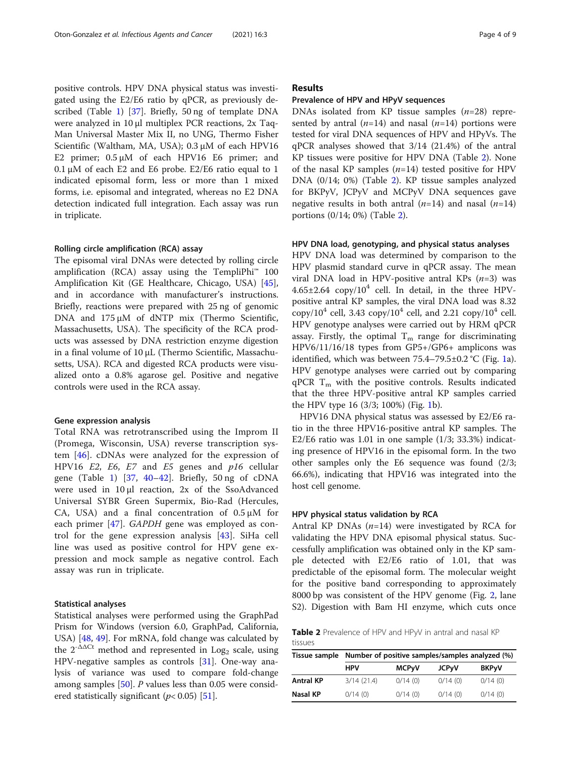positive controls. HPV DNA physical status was investigated using the E2/E6 ratio by qPCR, as previously described (Table 1) [37]. Briefly, 50 ng of template DNA were analyzed in 10 μl multiplex PCR reactions, 2x TaqMan Universal Master Mix II, no UNG, Thermo Fisher Scientific (Waltham, MA, USA); 0.3 μM of each HPV16 E2 primer; 0.5 μM of each HPV16 E6 primer; and 0.1 μM of each E2 and E6 probe. E2/E6 ratio equal to 1 indicated episomal form, less or more than 1 mixed forms, i.e. episomal and integrated, whereas no E2 DNA detection indicated full integration. Each assay was run in triplicate.

### Rolling circle amplification (RCA) assay

The episomal viral DNAs were detected by rolling circle amplification (RCA) assay using the TempliPhi™ 100 Amplification Kit (GE Healthcare, Chicago, USA) [45], and in accordance with manufacturer's instructions. Briefly, reactions were prepared with 25 ng of genomic DNA and 175 μM of dNTP mix (Thermo Scientific, Massachusetts, USA). The specificity of the RCA products was assessed by DNA restriction enzyme digestion in a final volume of 10 μL (Thermo Scientific, Massachusetts, USA). RCA and digested RCA products were visualized onto a 0.8% agarose gel. Positive and negative controls were used in the RCA assay.

### Gene expression analysis

Total RNA was retrotranscribed using the Improm II (Promega, Wisconsin, USA) reverse transcription system [46]. cDNAs were analyzed for the expression of HPV16 *E2*, *E6*, *E7* and *E5* genes and *p16* cellular gene (Table 1) [37, 40–42]. Briefly, 50 ng of cDNA were used in 10 μl reaction, 2x of the SsoAdvanced Universal SYBR Green Supermix, Bio-Rad (Hercules, CA, USA) and a final concentration of 0.5 μM for each primer [47]. *GAPDH* gene was employed as control for the gene expression analysis [43]. SiHa cell line was used as positive control for HPV gene expression and mock sample as negative control. Each assay was run in triplicate.

### Statistical analyses

Statistical analyses were performed using the GraphPad Prism for Windows (version 6.0, GraphPad, California, USA) [48, 49]. For mRNA, fold change was calculated by the $2^{-\Delta\Delta Ct}$ method and represented in $Log_2$ scale, using HPV-negative samples as controls [31]. One-way analysis of variance was used to compare fold-change among samples [50]. *P* values less than 0.05 were considered statistically significant ($p < 0.05$) [51].

## Results

### Prevalence of HPV and HPyV sequences

DNAs isolated from KP tissue samples ($n$=28) represented by antral ($n$=14) and nasal ($n$=14) portions were tested for viral DNA sequences of HPV and HPyVs. The qPCR analyses showed that 3/14 (21.4%) of the antral KP tissues were positive for HPV DNA (Table 2). None of the nasal KP samples ($n$=14) tested positive for HPV DNA (0/14; 0%) (Table 2). KP tissue samples analyzed for BKPyV, JCPyV and MCPyV DNA sequences gave negative results in both antral ($n$=14) and nasal ($n$=14) portions (0/14; 0%) (Table 2).

### HPV DNA load, genotyping, and physical status analyses

HPV DNA load was determined by comparison to the HPV plasmid standard curve in qPCR assay. The mean viral DNA load in HPV-positive antral KPs ($n$=3) was 4.65±2.64 copy/$10^4$ cell. In detail, in the three HPV-positive antral KP samples, the viral DNA load was 8.32 copy/$10^4$ cell, 3.43 copy/$10^4$ cell, and 2.21 copy/$10^4$ cell. HPV genotype analyses were carried out by HRM qPCR assay. Firstly, the optimal $T_m$ range for discriminating HPV6/11/16/18 types from GP5+/GP6+ amplicons was identified, which was between 75.4–79.5±0.2 °C (Fig. 1a). HPV genotype analyses were carried out by comparing qPCR $T_m$ with the positive controls. Results indicated that the three HPV-positive antral KP samples carried the HPV type 16 (3/3; 100%) (Fig. 1b).

HPV16 DNA physical status was assessed by E2/E6 ratio in the three HPV16-positive antral KP samples. The E2/E6 ratio was 1.01 in one sample (1/3; 33.3%) indicating presence of HPV16 in the episomal form. In the two other samples only the E6 sequence was found (2/3; 66.6%), indicating that HPV16 was integrated into the host cell genome.

### HPV physical status validation by RCA

Antral KP DNAs ($n$=14) were investigated by RCA for validating the HPV DNA episomal physical status. Successfully amplification was obtained only in the KP sample detected with E2/E6 ratio of 1.01, that was predictable of the episomal form. The molecular weight for the positive band corresponding to approximately 8000 bp was consistent of the HPV genome (Fig. 2, lane S2). Digestion with Bam HI enzyme, which cuts once

**Table 2** Prevalence of HPV and HPyV in antral and nasal KP tissues

| Tissue sample | Number of positive samples/samples analyzed (%) | | | |
|---|---|---|---|---|
| | HPV | MCPyV | JCPyV | BKPyV |
| **Antral KP** | 3/14 (21.4) | 0/14 (0) | 0/14 (0) | 0/14 (0) |
| **Nasal KP** | 0/14 (0) | 0/14 (0) | 0/14 (0) | 0/14 (0) |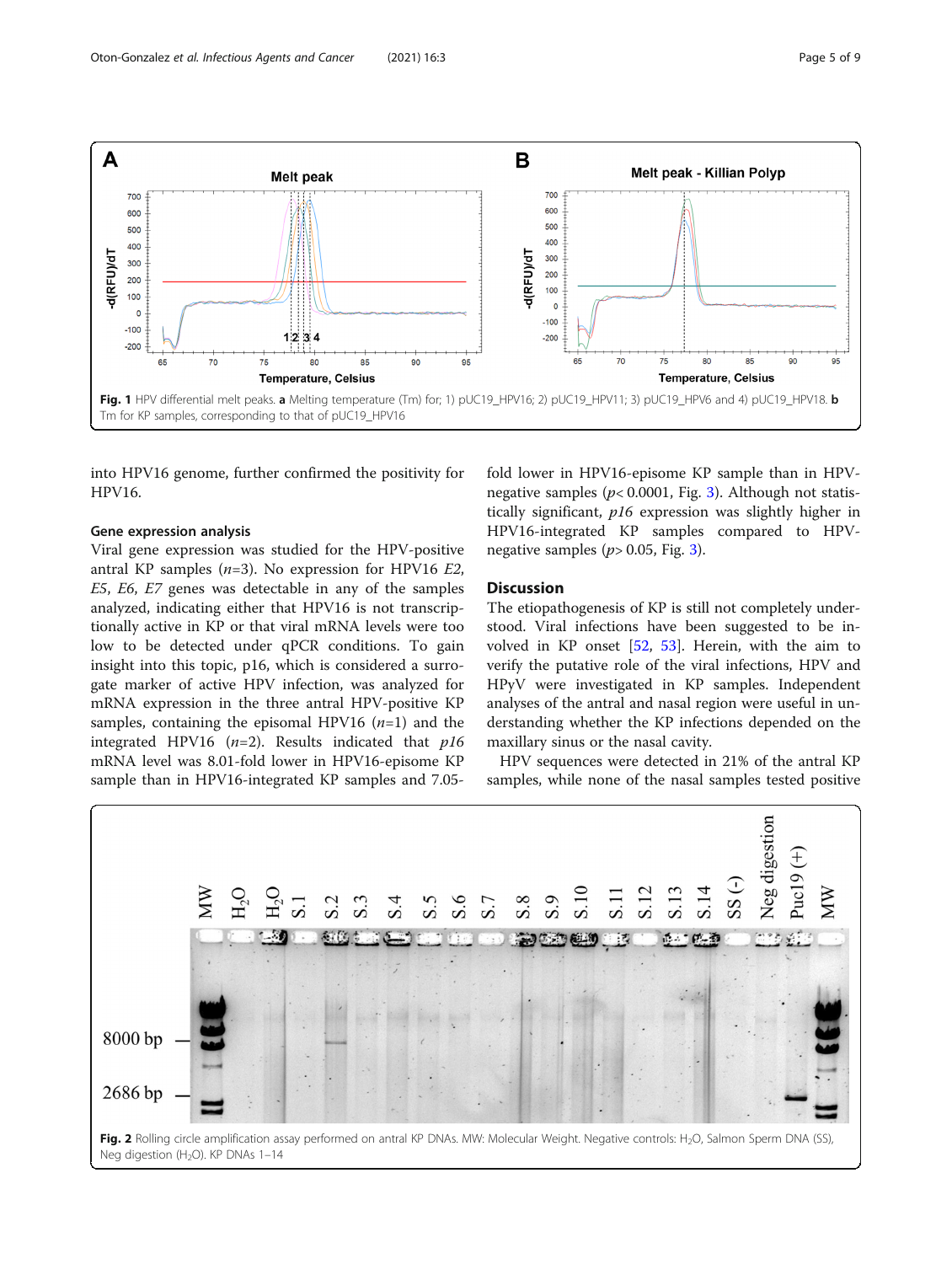Fig. 1 HPV differential melt peaks. **a** Melting temperature (Tm) for; 1) pUC19_HPV16; 2) pUC19_HPV11; 3) pUC19_HPV6 and 4) pUC19_HPV18. **b** Tm for KP samples, corresponding to that of pUC19_HPV16

into HPV16 genome, further confirmed the positivity for HPV16.

### Gene expression analysis

Viral gene expression was studied for the HPV-positive antral KP samples ($n$=3). No expression for HPV16 *E2*, *E5*, *E6*, *E7* genes was detectable in any of the samples analyzed, indicating either that HPV16 is not transcriptionally active in KP or that viral mRNA levels were too low to be detected under qPCR conditions. To gain insight into this topic, p16, which is considered a surrogate marker of active HPV infection, was analyzed for mRNA expression in the three antral HPV-positive KP samples, containing the episomal HPV16 ($n$=1) and the integrated HPV16 ($n$=2). Results indicated that *p16* mRNA level was 8.01-fold lower in HPV16-episome KP sample than in HPV16-integrated KP samples and 7.05-fold lower in HPV16-episome KP sample than in HPV-negative samples ($p$< 0.0001, Fig. 3). Although not statistically significant, *p16* expression was slightly higher in HPV16-integrated KP samples compared to HPV-negative samples ($p$> 0.05, Fig. 3).

## Discussion

The etiopathogenesis of KP is still not completely understood. Viral infections have been suggested to be involved in KP onset [52, 53]. Herein, with the aim to verify the putative role of the viral infections, HPV and HPyV were investigated in KP samples. Independent analyses of the antral and nasal region were useful in understanding whether the KP infections depended on the maxillary sinus or the nasal cavity.

HPV sequences were detected in 21% of the antral KP samples, while none of the nasal samples tested positive

Fig. 2 Rolling circle amplification assay performed on antral KP DNAs. MW: Molecular Weight. Negative controls: $H_2O$, Salmon Sperm DNA (SS), Neg digestion ($H_2O$). KP DNAs 1–14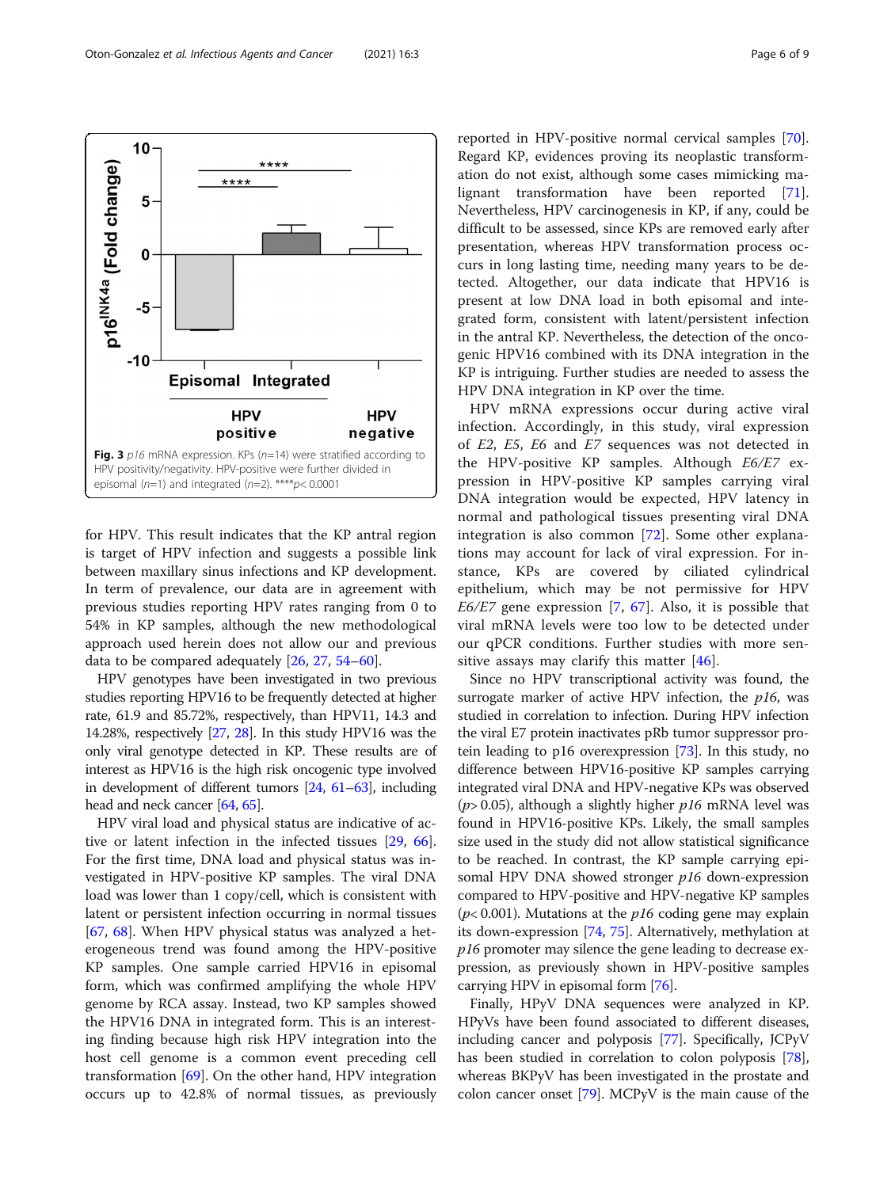**Fig. 3** *p16* mRNA expression. KPs (*n*=14) were stratified according to HPV positivity/negativity. HPV-positive were further divided in episomal (*n*=1) and integrated (*n*=2). ****$p < 0.0001$

for HPV. This result indicates that the KP antral region is target of HPV infection and suggests a possible link between maxillary sinus infections and KP development. In term of prevalence, our data are in agreement with previous studies reporting HPV rates ranging from 0 to 54% in KP samples, although the new methodological approach used herein does not allow our and previous data to be compared adequately [26, 27, 54–60].

HPV genotypes have been investigated in two previous studies reporting HPV16 to be frequently detected at higher rate, 61.9 and 85.72%, respectively, than HPV11, 14.3 and 14.28%, respectively [27, 28]. In this study HPV16 was the only viral genotype detected in KP. These results are of interest as HPV16 is the high risk oncogenic type involved in development of different tumors [24, 61–63], including head and neck cancer [64, 65].

HPV viral load and physical status are indicative of active or latent infection in the infected tissues [29, 66]. For the first time, DNA load and physical status was investigated in HPV-positive KP samples. The viral DNA load was lower than 1 copy/cell, which is consistent with latent or persistent infection occurring in normal tissues [67, 68]. When HPV physical status was analyzed a heterogeneous trend was found among the HPV-positive KP samples. One sample carried HPV16 in episomal form, which was confirmed amplifying the whole HPV genome by RCA assay. Instead, two KP samples showed the HPV16 DNA in integrated form. This is an interesting finding because high risk HPV integration into the host cell genome is a common event preceding cell transformation [69]. On the other hand, HPV integration occurs up to 42.8% of normal tissues, as previously reported in HPV-positive normal cervical samples [70]. Regard KP, evidences proving its neoplastic transformation do not exist, although some cases mimicking malignant transformation have been reported [71]. Nevertheless, HPV carcinogenesis in KP, if any, could be difficult to be assessed, since KPs are removed early after presentation, whereas HPV transformation process occurs in long lasting time, needing many years to be detected. Altogether, our data indicate that HPV16 is present at low DNA load in both episomal and integrated form, consistent with latent/persistent infection in the antral KP. Nevertheless, the detection of the oncogenic HPV16 combined with its DNA integration in the KP is intriguing. Further studies are needed to assess the HPV DNA integration in KP over the time.

HPV mRNA expressions occur during active viral infection. Accordingly, in this study, viral expression of *E2*, *E5*, *E6* and *E7* sequences was not detected in the HPV-positive KP samples. Although *E6/E7* expression in HPV-positive KP samples carrying viral DNA integration would be expected, HPV latency in normal and pathological tissues presenting viral DNA integration is also common [72]. Some other explanations may account for lack of viral expression. For instance, KPs are covered by ciliated cylindrical epithelium, which may be not permissive for HPV *E6/E7* gene expression [7, 67]. Also, it is possible that viral mRNA levels were too low to be detected under our qPCR conditions. Further studies with more sensitive assays may clarify this matter [46].

Since no HPV transcriptional activity was found, the surrogate marker of active HPV infection, the *p16*, was studied in correlation to infection. During HPV infection the viral E7 protein inactivates pRb tumor suppressor protein leading to p16 overexpression [73]. In this study, no difference between HPV16-positive KP samples carrying integrated viral DNA and HPV-negative KPs was observed ($p > 0.05$), although a slightly higher *p16* mRNA level was found in HPV16-positive KPs. Likely, the small samples size used in the study did not allow statistical significance to be reached. In contrast, the KP sample carrying episomal HPV DNA showed stronger *p16* down-expression compared to HPV-positive and HPV-negative KP samples ($p < 0.001$). Mutations at the *p16* coding gene may explain its down-expression [74, 75]. Alternatively, methylation at *p16* promoter may silence the gene leading to decrease expression, as previously shown in HPV-positive samples carrying HPV in episomal form [76].

Finally, HPyV DNA sequences were analyzed in KP. HPyVs have been found associated to different diseases, including cancer and polyposis [77]. Specifically, JCPyV has been studied in correlation to colon polyposis [78], whereas BKPyV has been investigated in the prostate and colon cancer onset [79]. MCPyV is the main cause of the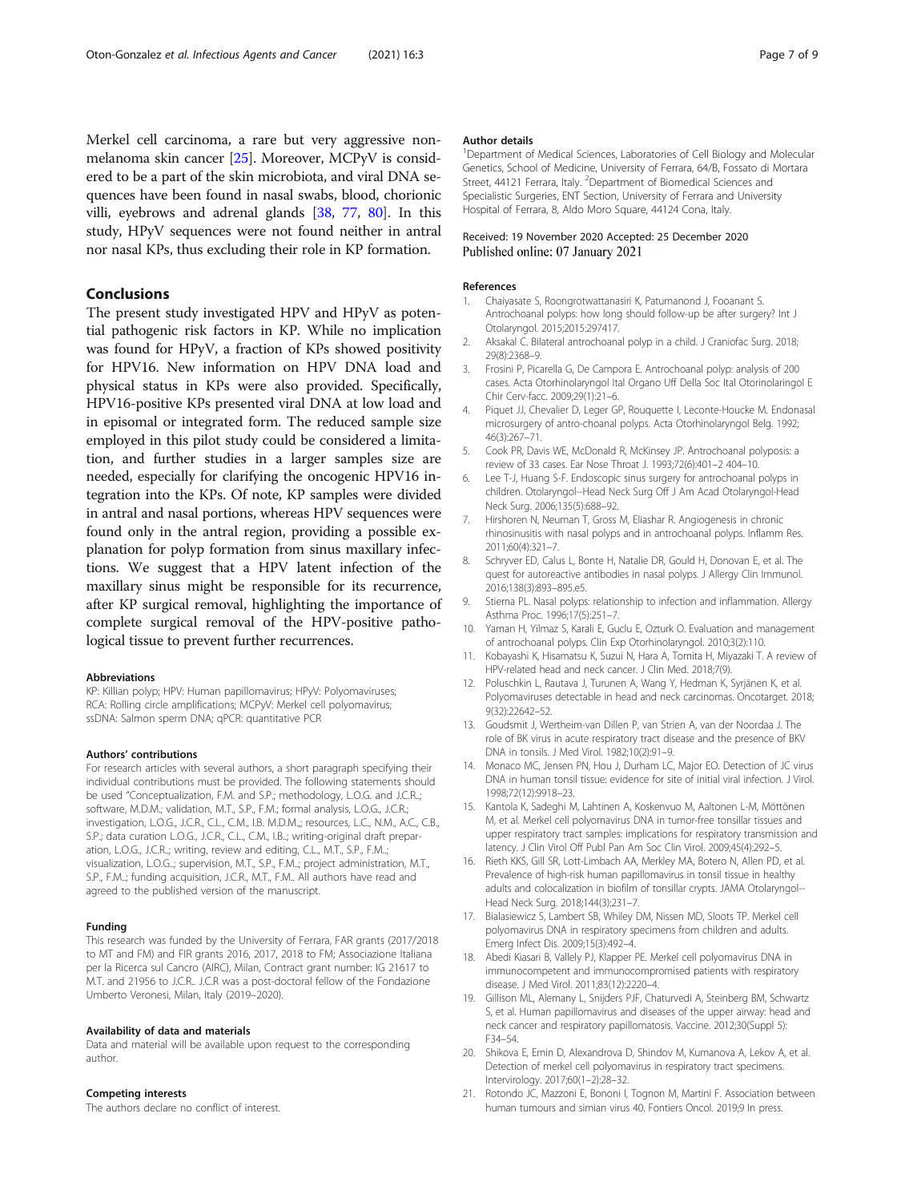Merkel cell carcinoma, a rare but very aggressive non-melanoma skin cancer [25]. Moreover, MCPyV is considered to be a part of the skin microbiota, and viral DNA sequences have been found in nasal swabs, blood, chorionic villi, eyebrows and adrenal glands [38, 77, 80]. In this study, HPyV sequences were not found neither in antral nor nasal KPs, thus excluding their role in KP formation.

## Conclusions

The present study investigated HPV and HPyV as potential pathogenic risk factors in KP. While no implication was found for HPyV, a fraction of KPs showed positivity for HPV16. New information on HPV DNA load and physical status in KPs were also provided. Specifically, HPV16-positive KPs presented viral DNA at low load and in episomal or integrated form. The reduced sample size employed in this pilot study could be considered a limitation, and further studies in a larger samples size are needed, especially for clarifying the oncogenic HPV16 integration into the KPs. Of note, KP samples were divided in antral and nasal portions, whereas HPV sequences were found only in the antral region, providing a possible explanation for polyp formation from sinus maxillary infections. We suggest that a HPV latent infection of the maxillary sinus might be responsible for its recurrence, after KP surgical removal, highlighting the importance of complete surgical removal of the HPV-positive pathological tissue to prevent further recurrences.

#### Abbreviations

KP: Killian polyp; HPV: Human papillomavirus; HPyV: Polyomaviruses; RCA: Rolling circle amplifications; MCPyV: Merkel cell polyomavirus; ssDNA: Salmon sperm DNA; qPCR: quantitative PCR

#### Authors' contributions

For research articles with several authors, a short paragraph specifying their individual contributions must be provided. The following statements should be used "Conceptualization, F.M. and S.P.; methodology, L.O.G. and J.C.R.; software, M.D.M.; validation, M.T., S.P., F.M.; formal analysis, L.O.G., J.C.R.; investigation, L.O.G., J.C.R., C.L., C.M., I.B. M.D.M.,; resources, L.C., N.M., A.C., C.B., S.P.; data curation L.O.G., J.C.R., C.L., C.M., I.B.; writing-original draft preparation, L.O.G., J.C.R.; writing, review and editing, C.L., M.T., S.P., F.M.,; visualization, L.O.G.,; supervision, M.T., S.P., F.M.,; project administration, M.T., S.P., F.M.,; funding acquisition, J.C.R., M.T., F.M.. All authors have read and agreed to the published version of the manuscript.

#### Funding

This research was funded by the University of Ferrara, FAR grants (2017/2018 to MT and FM) and FIR grants 2016, 2017, 2018 to FM; Associazione Italiana per la Ricerca sul Cancro (AIRC), Milan, Contract grant number: IG 21617 to M.T. and 21956 to J.C.R.. J.C.R was a post-doctoral fellow of the Fondazione Umberto Veronesi, Milan, Italy (2019–2020).

#### Availability of data and materials

Data and material will be available upon request to the corresponding author.

#### Competing interests

The authors declare no conflict of interest.

#### Author details

[1]Department of Medical Sciences, Laboratories of Cell Biology and Molecular Genetics, School of Medicine, University of Ferrara, 64/B, Fossato di Mortara Street, 44121 Ferrara, Italy. [2]Department of Biomedical Sciences and Specialistic Surgeries, ENT Section, University of Ferrara and University Hospital of Ferrara, 8, Aldo Moro Square, 44124 Cona, Italy.

Received: 19 November 2020 Accepted: 25 December 2020
Published online: 07 January 2021

#### References

1. Chaiyasate S, Roongrotwattanasiri K, Patumanond J, Fooanant S. Antrochoanal polyps: how long should follow-up be after surgery? Int J Otolaryngol. 2015;2015:297417.
2. Aksakal C. Bilateral antrochoanal polyp in a child. J Craniofac Surg. 2018; 29(8):2368–9.
3. Frosini P, Picarella G, De Campora E. Antrochoanal polyp: analysis of 200 cases. Acta Otorhinolaryngol Ital Organo Uff Della Soc Ital Otorinolaringol E Chir Cerv-facc. 2009;29(1):21–6.
4. Piquet JJ, Chevalier D, Leger GP, Rouquette I, Leconte-Houcke M. Endonasal microsurgery of antro-choanal polyps. Acta Otorhinolaryngol Belg. 1992; 46(3):267–71.
5. Cook PR, Davis WE, McDonald R, McKinsey JP. Antrochoanal polyposis: a review of 33 cases. Ear Nose Throat J. 1993;72(6):401–2 404–10.
6. Lee T-J, Huang S-F. Endoscopic sinus surgery for antrochoanal polyps in children. Otolaryngol--Head Neck Surg Off J Am Acad Otolaryngol-Head Neck Surg. 2006;135(5):688–92.
7. Hirshoren N, Neuman T, Gross M, Eliashar R. Angiogenesis in chronic rhinosinusitis with nasal polyps and in antrochoanal polyps. Inflamm Res. 2011;60(4):321–7.
8. Schryver ED, Calus L, Bonte H, Natalie DR, Gould H, Donovan E, et al. The quest for autoreactive antibodies in nasal polyps. J Allergy Clin Immunol. 2016;138(3):893–895.e5.
9. Stierna PL. Nasal polyps: relationship to infection and inflammation. Allergy Asthma Proc. 1996;17(5):251–7.
10. Yaman H, Yilmaz S, Karali E, Guclu E, Ozturk O. Evaluation and management of antrochoanal polyps. Clin Exp Otorhinolaryngol. 2010;3(2):110.
11. Kobayashi K, Hisamatsu K, Suzui N, Hara A, Tomita H, Miyazaki T. A review of HPV-related head and neck cancer. J Clin Med. 2018;7(9).
12. Poluschkin L, Rautava J, Turunen A, Wang Y, Hedman K, Syrjänen K, et al. Polyomaviruses detectable in head and neck carcinomas. Oncotarget. 2018; 9(32):22642–52.
13. Goudsmit J, Wertheim-van Dillen P, van Strien A, van der Noordaa J. The role of BK virus in acute respiratory tract disease and the presence of BKV DNA in tonsils. J Med Virol. 1982;10(2):91–9.
14. Monaco MC, Jensen PN, Hou J, Durham LC, Major EO. Detection of JC virus DNA in human tonsil tissue: evidence for site of initial viral infection. J Virol. 1998;72(12):9918–23.
15. Kantola K, Sadeghi M, Lahtinen A, Koskenvuo M, Aaltonen L-M, Möttönen M, et al. Merkel cell polyomavirus DNA in tumor-free tonsillar tissues and upper respiratory tract samples: implications for respiratory transmission and latency. J Clin Virol Off Publ Pan Am Soc Clin Virol. 2009;45(4):292–5.
16. Rieth KKS, Gill SR, Lott-Limbach AA, Merkley MA, Botero N, Allen PD, et al. Prevalence of high-risk human papillomavirus in tonsil tissue in healthy adults and colocalization in biofilm of tonsillar crypts. JAMA Otolaryngol--Head Neck Surg. 2018;144(3):231–7.
17. Bialasiewicz S, Lambert SB, Whiley DM, Nissen MD, Sloots TP. Merkel cell polyomavirus DNA in respiratory specimens from children and adults. Emerg Infect Dis. 2009;15(3):492–4.
18. Abedi Kiasari B, Vallely PJ, Klapper PE. Merkel cell polyomavirus DNA in immunocompetent and immunocompromised patients with respiratory disease. J Med Virol. 2011;83(12):2220–4.
19. Gillison ML, Alemany L, Snijders PJF, Chaturvedi A, Steinberg BM, Schwartz S, et al. Human papillomavirus and diseases of the upper airway: head and neck cancer and respiratory papillomatosis. Vaccine. 2012;30(Suppl 5): F34–54.
20. Shikova E, Emin D, Alexandrova D, Shindov M, Kumanova A, Lekov A, et al. Detection of merkel cell polyomavirus in respiratory tract specimens. Intervirology. 2017;60(1–2):28–32.
21. Rotondo JC, Mazzoni E, Bononi I, Tognon M, Martini F. Association between human tumours and simian virus 40. Fontiers Oncol. 2019;9 In press.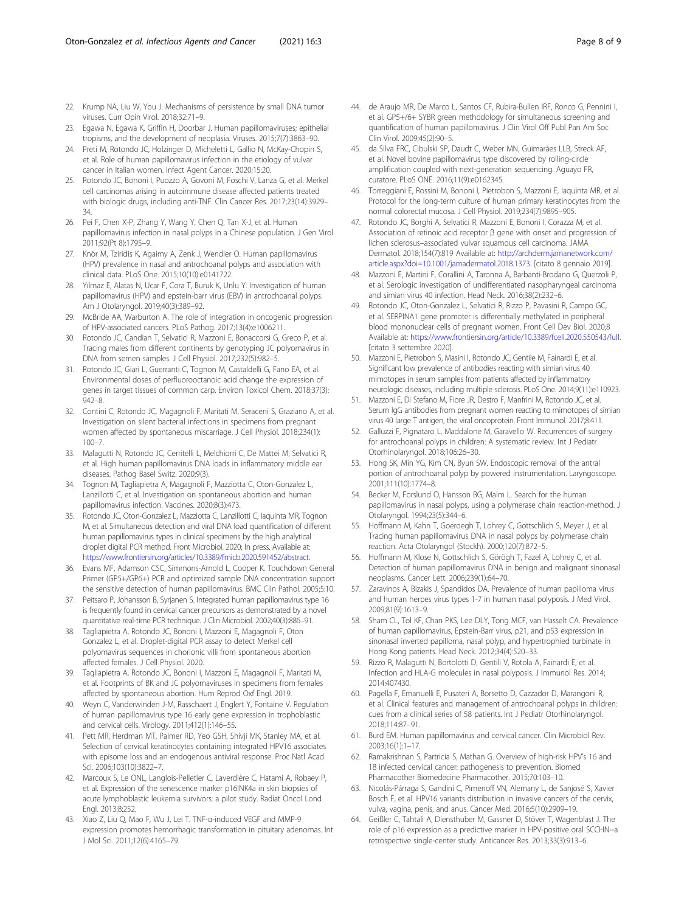22. Krump NA, Liu W, You J. Mechanisms of persistence by small DNA tumor viruses. Curr Opin Virol. 2018;32:71–9.
23. Egawa N, Egawa K, Griffin H, Doorbar J. Human papillomaviruses; epithelial tropisms, and the development of neoplasia. Viruses. 2015;7(7):3863–90.
24. Preti M, Rotondo JC, Holzinger D, Micheletti L, Gallio N, McKay-Chopin S, et al. Role of human papillomavirus infection in the etiology of vulvar cancer in Italian women. Infect Agent Cancer. 2020;15:20.
25. Rotondo JC, Bononi I, Puozzo A, Govoni M, Foschi V, Lanza G, et al. Merkel cell carcinomas arising in autoimmune disease affected patients treated with biologic drugs, including anti-TNF. Clin Cancer Res. 2017;23(14):3929–34.
26. Pei F, Chen X-P, Zhang Y, Wang Y, Chen Q, Tan X-J, et al. Human papillomavirus infection in nasal polyps in a Chinese population. J Gen Virol. 2011;92(Pt 8):1795–9.
27. Knör M, Tziridis K, Agaimy A, Zenk J, Wendler O. Human papillomavirus (HPV) prevalence in nasal and antrochoanal polyps and association with clinical data. PLoS One. 2015;10(10):e0141722.
28. Yılmaz E, Alatas N, Ucar F, Cora T, Buruk K, Unlu Y. Investigation of human papillomavirus (HPV) and epstein-barr virus (EBV) in antrochoanal polyps. Am J Otolaryngol. 2019;40(3):389–92.
29. McBride AA, Warburton A. The role of integration in oncogenic progression of HPV-associated cancers. PLoS Pathog. 2017;13(4):e1006211.
30. Rotondo JC, Candian T, Selvatici R, Mazzoni E, Bonaccorsi G, Greco P, et al. Tracing males from different continents by genotyping JC polyomavirus in DNA from semen samples. J Cell Physiol. 2017;232(5):982–5.
31. Rotondo JC, Giari L, Guerranti C, Tognon M, Castaldelli G, Fano EA, et al. Environmental doses of perfluorooctanoic acid change the expression of genes in target tissues of common carp. Environ Toxicol Chem. 2018;37(3):942–8.
32. Contini C, Rotondo JC, Magagnoli F, Maritati M, Seraceni S, Graziano A, et al. Investigation on silent bacterial infections in specimens from pregnant women affected by spontaneous miscarriage. J Cell Physiol. 2018;234(1):100–7.
33. Malagutti N, Rotondo JC, Cerritelli L, Melchiorri C, De Mattei M, Selvatici R, et al. High human papillomavirus DNA loads in inflammatory middle ear diseases. Pathog Basel Switz. 2020;9(3).
34. Tognon M, Tagliapietra A, Magagnoli F, Mazziotta C, Oton-Gonzalez L, Lanzillotti C, et al. Investigation on spontaneous abortion and human papillomavirus infection. Vaccines. 2020;8(3):473.
35. Rotondo JC, Oton-Gonzalez L, Mazziotta C, Lanzillotti C, Iaquinta MR, Tognon M, et al. Simultaneous detection and viral DNA load quantification of different human papillomavirus types in clinical specimens by the high analytical droplet digital PCR method. Front Microbiol. 2020; In press. Available at: https://www.frontiersin.org/articles/10.3389/fmicb.2020.591452/abstract.
36. Evans MF, Adamson CSC, Simmons-Arnold L, Cooper K. Touchdown General Primer (GP5+/GP6+) PCR and optimized sample DNA concentration support the sensitive detection of human papillomavirus. BMC Clin Pathol. 2005;5:10.
37. Peitsaro P, Johansson B, Syrjanen S. Integrated human papillomavirus type 16 is frequently found in cervical cancer precursors as demonstrated by a novel quantitative real-time PCR technique. J Clin Microbiol. 2002;40(3):886–91.
38. Tagliapietra A, Rotondo JC, Bononi I, Mazzoni E, Magagnoli F, Oton Gonzalez L, et al. Droplet-digital PCR assay to detect Merkel cell polyomavirus sequences in chorionic villi from spontaneous abortion affected females. J Cell Physiol. 2020.
39. Tagliapietra A, Rotondo JC, Bononi I, Mazzoni E, Magagnoli F, Maritati M, et al. Footprints of BK and JC polyomaviruses in specimens from females affected by spontaneous abortion. Hum Reprod Oxf Engl. 2019.
40. Weyn C, Vanderwinden J-M, Rasschaert J, Englert Y, Fontaine V. Regulation of human papillomavirus type 16 early gene expression in trophoblastic and cervical cells. Virology. 2011;412(1):146–55.
41. Pett MR, Herdman MT, Palmer RD, Yeo GSH, Shivji MK, Stanley MA, et al. Selection of cervical keratinocytes containing integrated HPV16 associates with episome loss and an endogenous antiviral response. Proc Natl Acad Sci. 2006;103(10):3822–7.
42. Marcoux S, Le ONL, Langlois-Pelletier C, Laverdière C, Hatami A, Robaey P, et al. Expression of the senescence marker p16INK4a in skin biopsies of acute lymphoblastic leukemia survivors: a pilot study. Radiat Oncol Lond Engl. 2013;8:252.
43. Xiao Z, Liu Q, Mao F, Wu J, Lei T. TNF-α-induced VEGF and MMP-9 expression promotes hemorrhagic transformation in pituitary adenomas. Int J Mol Sci. 2011;12(6):4165–79.
44. de Araujo MR, De Marco L, Santos CF, Rubira-Bullen IRF, Ronco G, Pennini I, et al. GP5+/6+ SYBR green methodology for simultaneous screening and quantification of human papillomavirus. J Clin Virol Off Publ Pan Am Soc Clin Virol. 2009;45(2):90–5.
45. da Silva FRC, Cibulski SP, Daudt C, Weber MN, Guimarães LLB, Streck AF, et al. Novel bovine papillomavirus type discovered by rolling-circle amplification coupled with next-generation sequencing. Aguayo FR, curatore. PLoS ONE. 2016;11(9):e0162345.
46. Torreggiani E, Rossini M, Bononi I, Pietrobon S, Mazzoni E, Iaquinta MR, et al. Protocol for the long-term culture of human primary keratinocytes from the normal colorectal mucosa. J Cell Physiol. 2019;234(7):9895–905.
47. Rotondo JC, Borghi A, Selvatici R, Mazzoni E, Bononi I, Corazza M, et al. Association of retinoic acid receptor β gene with onset and progression of lichen sclerosus–associated vulvar squamous cell carcinoma. JAMA Dermatol. 2018;154(7):819 Available at: http://archderm.jamanetwork.com/article.aspx?doi=10.1001/jamadermatol.2018.1373. [citato 8 gennaio 2019].
48. Mazzoni E, Martini F, Corallini A, Taronna A, Barbanti-Brodano G, Querzoli P, et al. Serologic investigation of undifferentiated nasopharyngeal carcinoma and simian virus 40 infection. Head Neck. 2016;38(2):232–6.
49. Rotondo JC, Oton-Gonzalez L, Selvatici R, Rizzo P, Pavasini R, Campo GC, et al. SERPINA1 gene promoter is differentially methylated in peripheral blood mononuclear cells of pregnant women. Front Cell Dev Biol. 2020;8 Available at: https://www.frontiersin.org/article/10.3389/fcell.2020.550543/full. [citato 3 settembre 2020].
50. Mazzoni E, Pietrobon S, Masini I, Rotondo JC, Gentile M, Fainardi E, et al. Significant low prevalence of antibodies reacting with simian virus 40 mimotopes in serum samples from patients affected by inflammatory neurologic diseases, including multiple sclerosis. PLoS One. 2014;9(11):e110923.
51. Mazzoni E, Di Stefano M, Fiore JR, Destro F, Manfrini M, Rotondo JC, et al. Serum IgG antibodies from pregnant women reacting to mimotopes of simian virus 40 large T antigen, the viral oncoprotein. Front Immunol. 2017;8:411.
52. Galluzzi F, Pignataro L, Maddalone M, Garavello W. Recurrences of surgery for antrochoanal polyps in children: A systematic review. Int J Pediatr Otorhinolaryngol. 2018;106:26–30.
53. Hong SK, Min YG, Kim CN, Byun SW. Endoscopic removal of the antral portion of antrochoanal polyp by powered instrumentation. Laryngoscope. 2001;111(10):1774–8.
54. Becker M, Forslund O, Hansson BG, Malm L. Search for the human papillomavirus in nasal polyps, using a polymerase chain reaction-method. J Otolaryngol. 1994;23(5):344–6.
55. Hoffmann M, Kahn T, Goeroegh T, Lohrey C, Gottschlich S, Meyer J, et al. Tracing human papillomavirus DNA in nasal polyps by polymerase chain reaction. Acta Otolaryngol (Stockh). 2000;120(7):872–5.
56. Hoffmann M, Klose N, Gottschlich S, Görögh T, Fazel A, Lohrey C, et al. Detection of human papillomavirus DNA in benign and malignant sinonasal neoplasms. Cancer Lett. 2006;239(1):64–70.
57. Zaravinos A, Bizakis J, Spandidos DA. Prevalence of human papilloma virus and human herpes virus types 1-7 in human nasal polyposis. J Med Virol. 2009;81(9):1613–9.
58. Sham CL, To KF, Chan PKS, Lee DLY, Tong MCF, van Hasselt CA. Prevalence of human papillomavirus, Epstein-Barr virus, p21, and p53 expression in sinonasal inverted papilloma, nasal polyp, and hypertrophied turbinate in Hong Kong patients. Head Neck. 2012;34(4):520–33.
59. Rizzo R, Malagutti N, Bortolotti D, Gentili V, Rotola A, Fainardi E, et al. Infection and HLA-G molecules in nasal polyposis. J Immunol Res. 2014;2014:407430.
60. Pagella F, Emanuelli E, Pusateri A, Borsetto D, Cazzador D, Marangoni R, et al. Clinical features and management of antrochoanal polyps in children: cues from a clinical series of 58 patients. Int J Pediatr Otorhinolaryngol. 2018;114:87–91.
61. Burd EM. Human papillomavirus and cervical cancer. Clin Microbiol Rev. 2003;16(1):1–17.
62. Ramakrishnan S, Partricia S, Mathan G. Overview of high-risk HPV's 16 and 18 infected cervical cancer: pathogenesis to prevention. Biomed Pharmacother Biomedecine Pharmacother. 2015;70:103–10.
63. Nicolás-Párraga S, Gandini C, Pimenoff VN, Alemany L, de Sanjosé S, Xavier Bosch F, et al. HPV16 variants distribution in invasive cancers of the cervix, vulva, vagina, penis, and anus. Cancer Med. 2016;5(10):2909–19.
64. Geißler C, Tahtali A, Diensthuber M, Gassner D, Stöver T, Wagenblast J. The role of p16 expression as a predictive marker in HPV-positive oral SCCHN--a retrospective single-center study. Anticancer Res. 2013;33(3):913–6.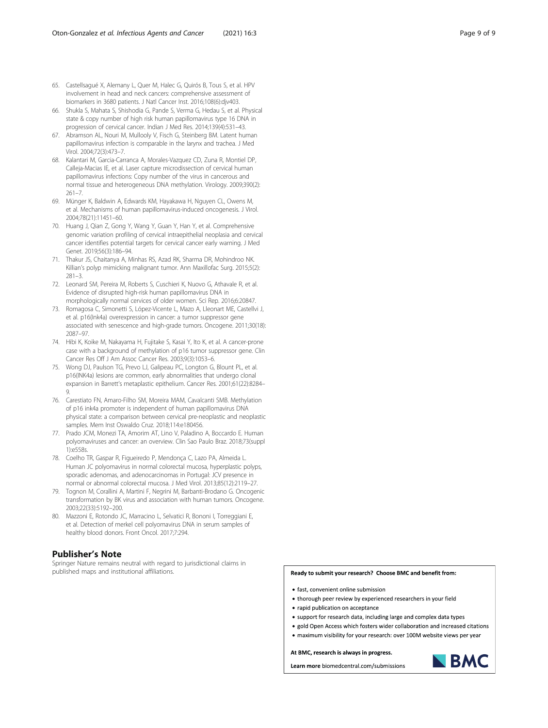65. Castellsagué X, Alemany L, Quer M, Halec G, Quirós B, Tous S, et al. HPV involvement in head and neck cancers: comprehensive assessment of biomarkers in 3680 patients. J Natl Cancer Inst. 2016;108(6):djv403.
66. Shukla S, Mahata S, Shishodia G, Pande S, Verma G, Hedau S, et al. Physical state & copy number of high risk human papillomavirus type 16 DNA in progression of cervical cancer. Indian J Med Res. 2014;139(4):531–43.
67. Abramson AL, Nouri M, Mullooly V, Fisch G, Steinberg BM. Latent human papillomavirus infection is comparable in the larynx and trachea. J Med Virol. 2004;72(3):473–7.
68. Kalantari M, Garcia-Carranca A, Morales-Vazquez CD, Zuna R, Montiel DP, Calleja-Macias IE, et al. Laser capture microdissection of cervical human papillomavirus infections: Copy number of the virus in cancerous and normal tissue and heterogeneous DNA methylation. Virology. 2009;390(2): 261–7.
69. Münger K, Baldwin A, Edwards KM, Hayakawa H, Nguyen CL, Owens M, et al. Mechanisms of human papillomavirus-induced oncogenesis. J Virol. 2004;78(21):11451–60.
70. Huang J, Qian Z, Gong Y, Wang Y, Guan Y, Han Y, et al. Comprehensive genomic variation profiling of cervical intraepithelial neoplasia and cervical cancer identifies potential targets for cervical cancer early warning. J Med Genet. 2019;56(3):186–94.
71. Thakur JS, Chaitanya A, Minhas RS, Azad RK, Sharma DR, Mohindroo NK. Killian's polyp mimicking malignant tumor. Ann Maxillofac Surg. 2015;5(2): 281–3.
72. Leonard SM, Pereira M, Roberts S, Cuschieri K, Nuovo G, Athavale R, et al. Evidence of disrupted high-risk human papillomavirus DNA in morphologically normal cervices of older women. Sci Rep. 2016;6:20847.
73. Romagosa C, Simonetti S, López-Vicente L, Mazo A, Lleonart ME, Castellvi J, et al. p16(Ink4a) overexpression in cancer: a tumor suppressor gene associated with senescence and high-grade tumors. Oncogene. 2011;30(18): 2087–97.
74. Hibi K, Koike M, Nakayama H, Fujitake S, Kasai Y, Ito K, et al. A cancer-prone case with a background of methylation of p16 tumor suppressor gene. Clin Cancer Res Off J Am Assoc Cancer Res. 2003;9(3):1053–6.
75. Wong DJ, Paulson TG, Prevo LJ, Galipeau PC, Longton G, Blount PL, et al. p16(INK4a) lesions are common, early abnormalities that undergo clonal expansion in Barrett's metaplastic epithelium. Cancer Res. 2001;61(22):8284–9.
76. Carestiato FN, Amaro-Filho SM, Moreira MAM, Cavalcanti SMB. Methylation of p16 ink4a promoter is independent of human papillomavirus DNA physical state: a comparison between cervical pre-neoplastic and neoplastic samples. Mem Inst Oswaldo Cruz. 2018;114:e180456.
77. Prado JCM, Monezi TA, Amorim AT, Lino V, Paladino A, Boccardo E. Human polyomaviruses and cancer: an overview. Clin Sao Paulo Braz. 2018;73(suppl 1):e558s.
78. Coelho TR, Gaspar R, Figueiredo P, Mendonça C, Lazo PA, Almeida L. Human JC polyomavirus in normal colorectal mucosa, hyperplastic polyps, sporadic adenomas, and adenocarcinomas in Portugal: JCV presence in normal or abnormal colorectal mucosa. J Med Virol. 2013;85(12):2119–27.
79. Tognon M, Corallini A, Martini F, Negrini M, Barbanti-Brodano G. Oncogenic transformation by BK virus and association with human tumors. Oncogene. 2003;22(33):5192–200.
80. Mazzoni E, Rotondo JC, Marracino L, Selvatici R, Bononi I, Torreggiani E, et al. Detection of merkel cell polyomavirus DNA in serum samples of healthy blood donors. Front Oncol. 2017;7:294.

## Publisher's Note

Springer Nature remains neutral with regard to jurisdictional claims in published maps and institutional affiliations.

**Ready to submit your research? Choose BMC and benefit from:**

- fast, convenient online submission
- thorough peer review by experienced researchers in your field
- rapid publication on acceptance
- support for research data, including large and complex data types
- gold Open Access which fosters wider collaboration and increased citations
- maximum visibility for your research: over 100M website views per year

**At BMC, research is always in progress.**

**Learn more** biomedcentral.com/submissions

BMC